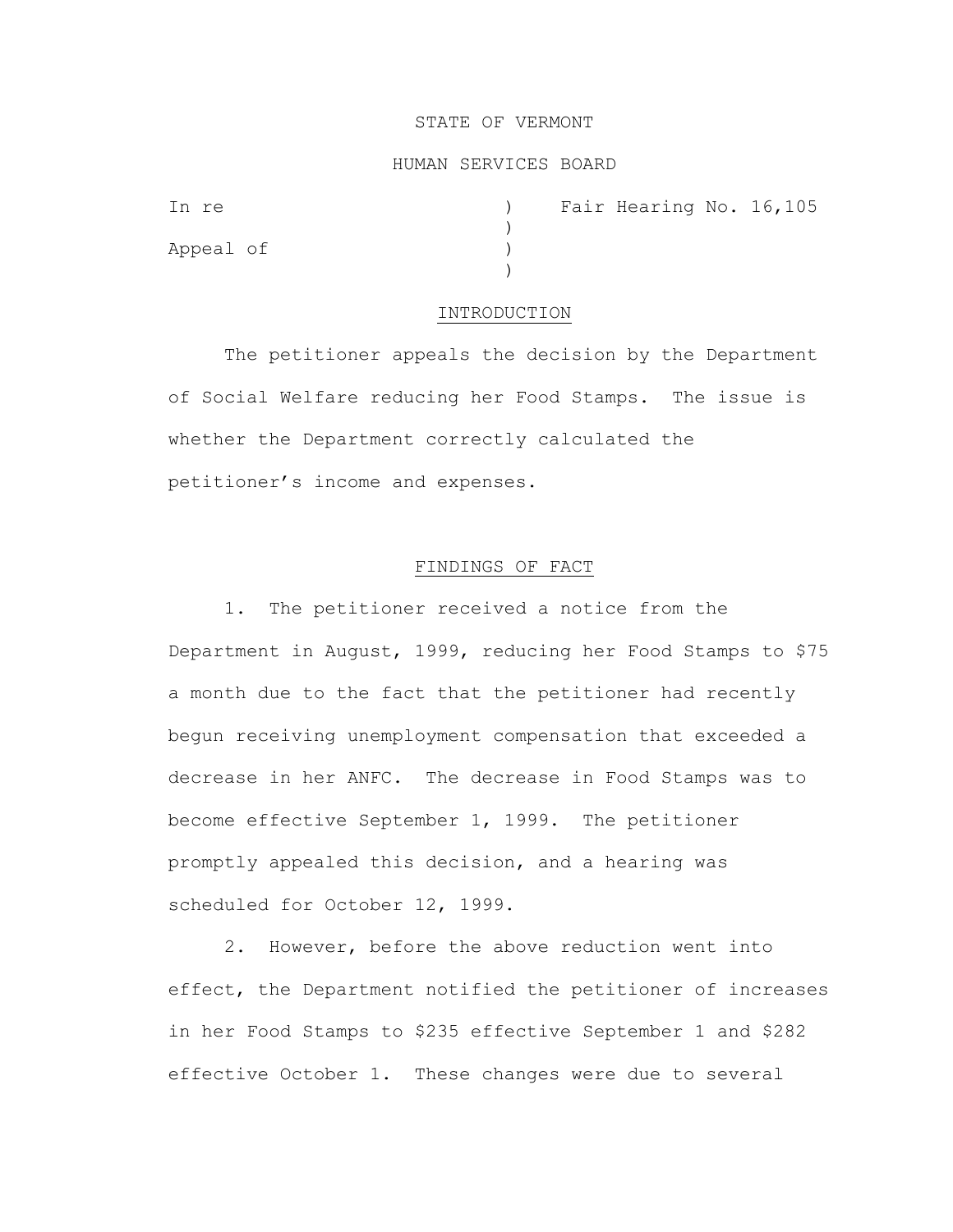STATE OF VERMONT

HUMAN SERVICES BOARD

In re ) Fair Hearing No. 16,105
)
Appeal of )
)

## INTRODUCTION

The petitioner appeals the decision by the Department of Social Welfare reducing her Food Stamps. The issue is whether the Department correctly calculated the petitioner's income and expenses.

## FINDINGS OF FACT

1. The petitioner received a notice from the Department in August, 1999, reducing her Food Stamps to $75 a month due to the fact that the petitioner had recently begun receiving unemployment compensation that exceeded a decrease in her ANFC. The decrease in Food Stamps was to become effective September 1, 1999. The petitioner promptly appealed this decision, and a hearing was scheduled for October 12, 1999.

2. However, before the above reduction went into effect, the Department notified the petitioner of increases in her Food Stamps to $235 effective September 1 and $282 effective October 1. These changes were due to several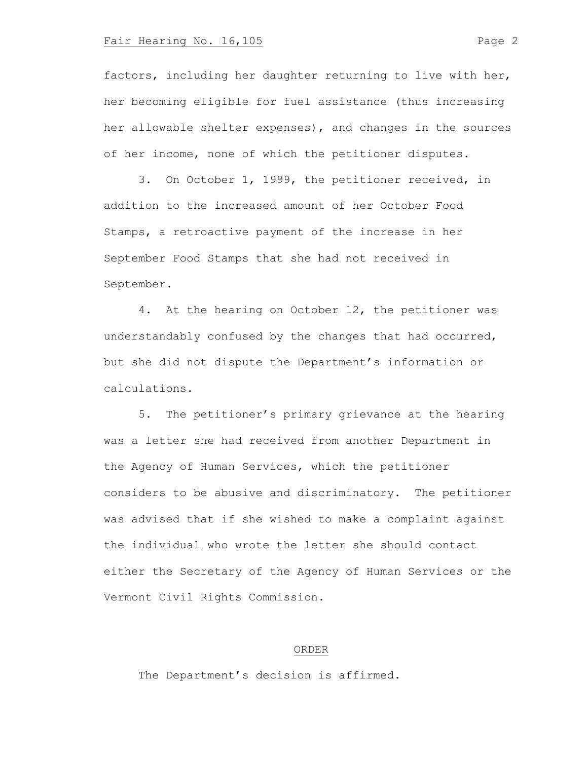factors, including her daughter returning to live with her, her becoming eligible for fuel assistance (thus increasing her allowable shelter expenses), and changes in the sources of her income, none of which the petitioner disputes.

3. On October 1, 1999, the petitioner received, in addition to the increased amount of her October Food Stamps, a retroactive payment of the increase in her September Food Stamps that she had not received in September.

4. At the hearing on October 12, the petitioner was understandably confused by the changes that had occurred, but she did not dispute the Department's information or calculations.

5. The petitioner's primary grievance at the hearing was a letter she had received from another Department in the Agency of Human Services, which the petitioner considers to be abusive and discriminatory. The petitioner was advised that if she wished to make a complaint against the individual who wrote the letter she should contact either the Secretary of the Agency of Human Services or the Vermont Civil Rights Commission.

## ORDER

The Department's decision is affirmed.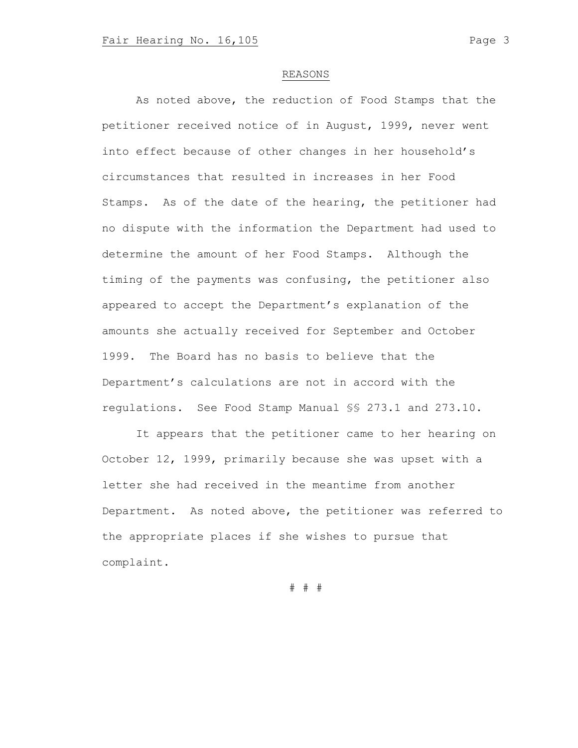REASONS

As noted above, the reduction of Food Stamps that the petitioner received notice of in August, 1999, never went into effect because of other changes in her household's circumstances that resulted in increases in her Food Stamps. As of the date of the hearing, the petitioner had no dispute with the information the Department had used to determine the amount of her Food Stamps. Although the timing of the payments was confusing, the petitioner also appeared to accept the Department's explanation of the amounts she actually received for September and October 1999. The Board has no basis to believe that the Department's calculations are not in accord with the regulations. See Food Stamp Manual §§ 273.1 and 273.10.

It appears that the petitioner came to her hearing on October 12, 1999, primarily because she was upset with a letter she had received in the meantime from another Department. As noted above, the petitioner was referred to the appropriate places if she wishes to pursue that complaint.

# # #